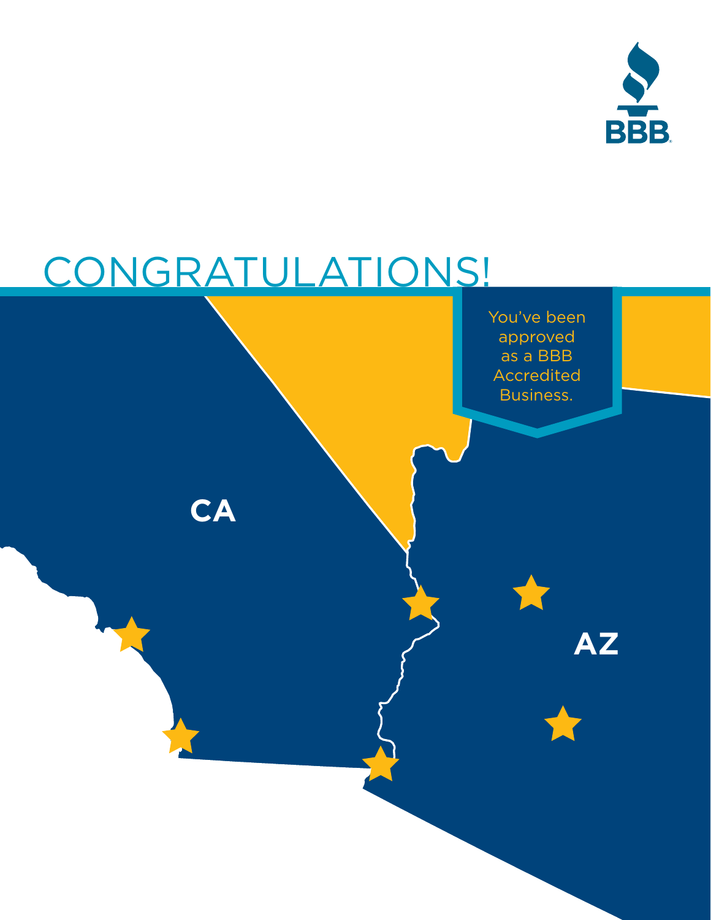# CONGRATULATIONS!

You've been approved as a BBB Accredited Business.

CA

AZ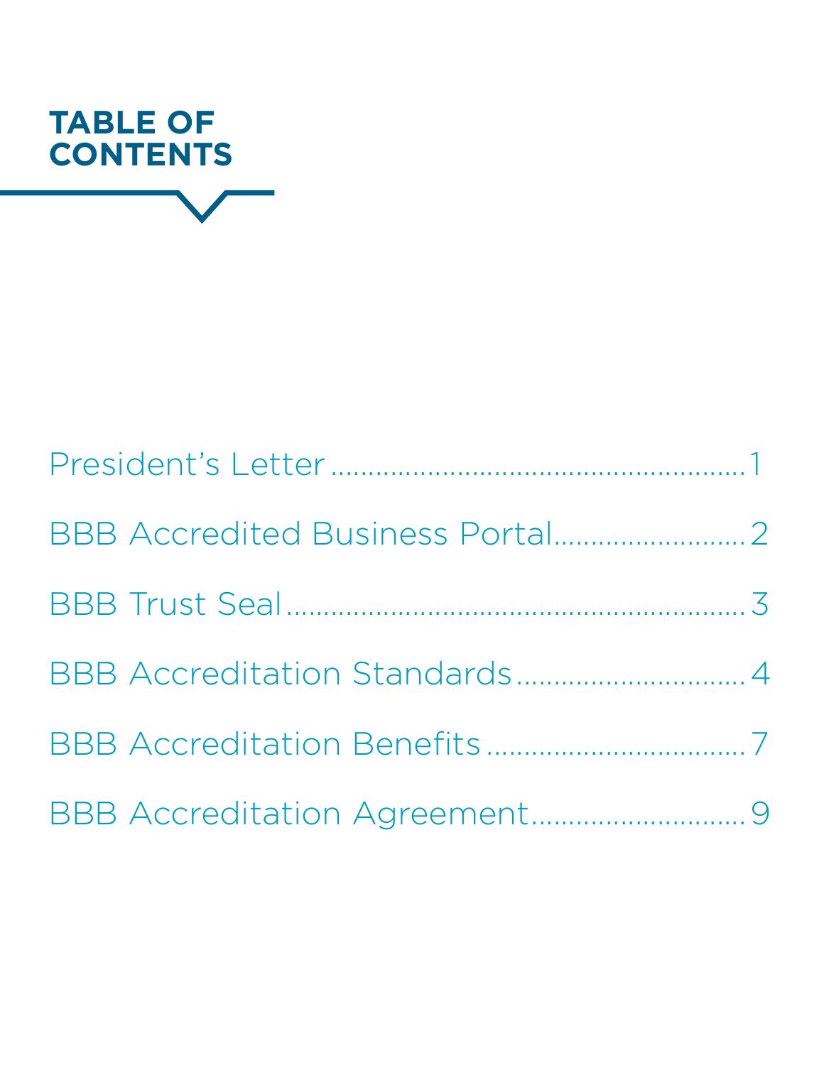# TABLE OF CONTENTS

President's Letter ....................................................... 1

BBB Accredited Business Portal ......................... 2

BBB Trust Seal ........................................................... 3

BBB Accreditation Standards ............................. 4

BBB Accreditation Benefits ................................. 7

BBB Accreditation Agreement ........................... 9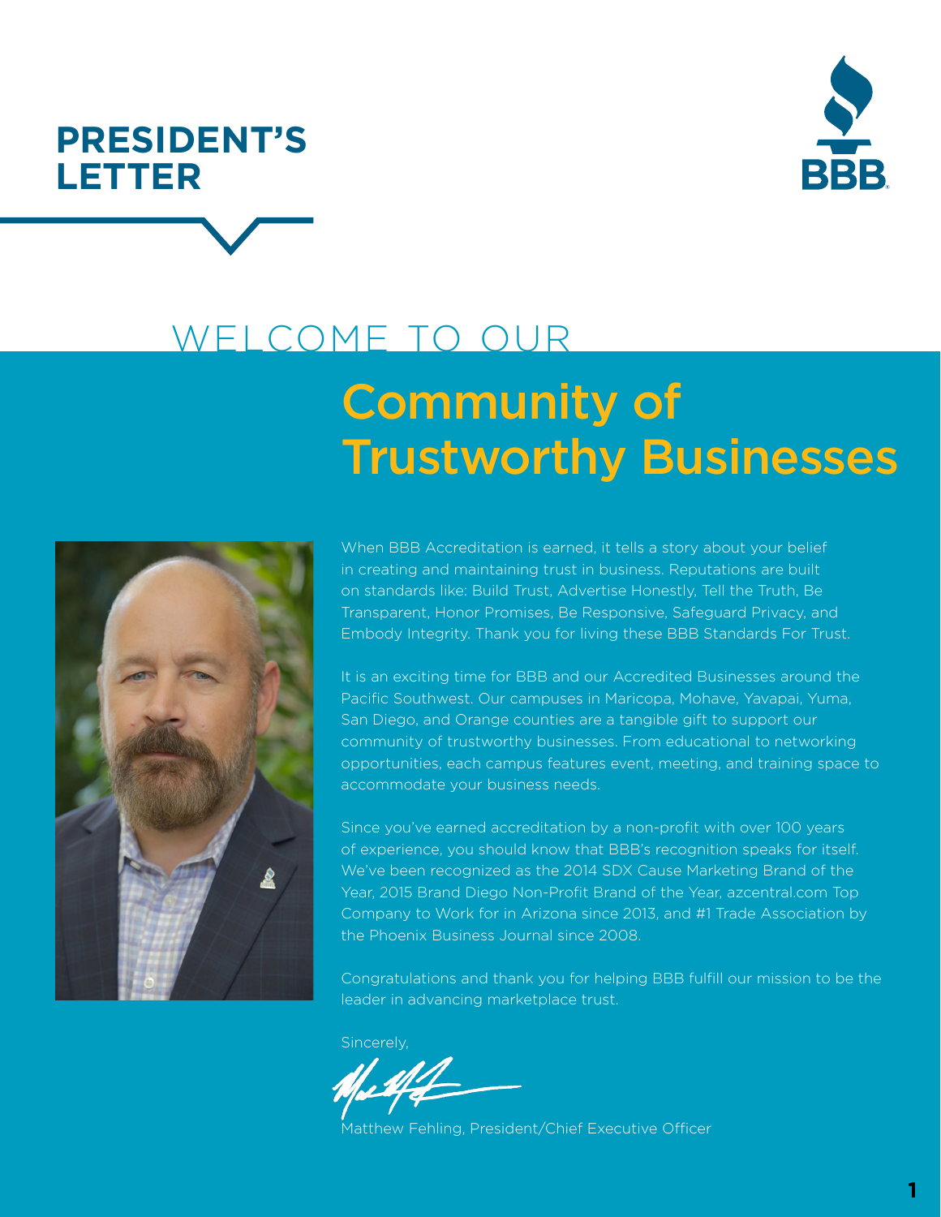# PRESIDENT'S LETTER

## WELCOME TO OUR Community of Trustworthy Businesses

When BBB Accreditation is earned, it tells a story about your belief in creating and maintaining trust in business. Reputations are built on standards like: Build Trust, Advertise Honestly, Tell the Truth, Be Transparent, Honor Promises, Be Responsive, Safeguard Privacy, and Embody Integrity. Thank you for living these BBB Standards For Trust.

It is an exciting time for BBB and our Accredited Businesses around the Pacific Southwest. Our campuses in Maricopa, Mohave, Yavapai, Yuma, San Diego, and Orange counties are a tangible gift to support our community of trustworthy businesses. From educational to networking opportunities, each campus features event, meeting, and training space to accommodate your business needs.

Since you've earned accreditation by a non-profit with over 100 years of experience, you should know that BBB's recognition speaks for itself. We've been recognized as the 2014 SDX Cause Marketing Brand of the Year, 2015 Brand Diego Non-Profit Brand of the Year, azcentral.com Top Company to Work for in Arizona since 2013, and #1 Trade Association by the Phoenix Business Journal since 2008.

Congratulations and thank you for helping BBB fulfill our mission to be the leader in advancing marketplace trust.

Sincerely,

Matthew Fehling, President/Chief Executive Officer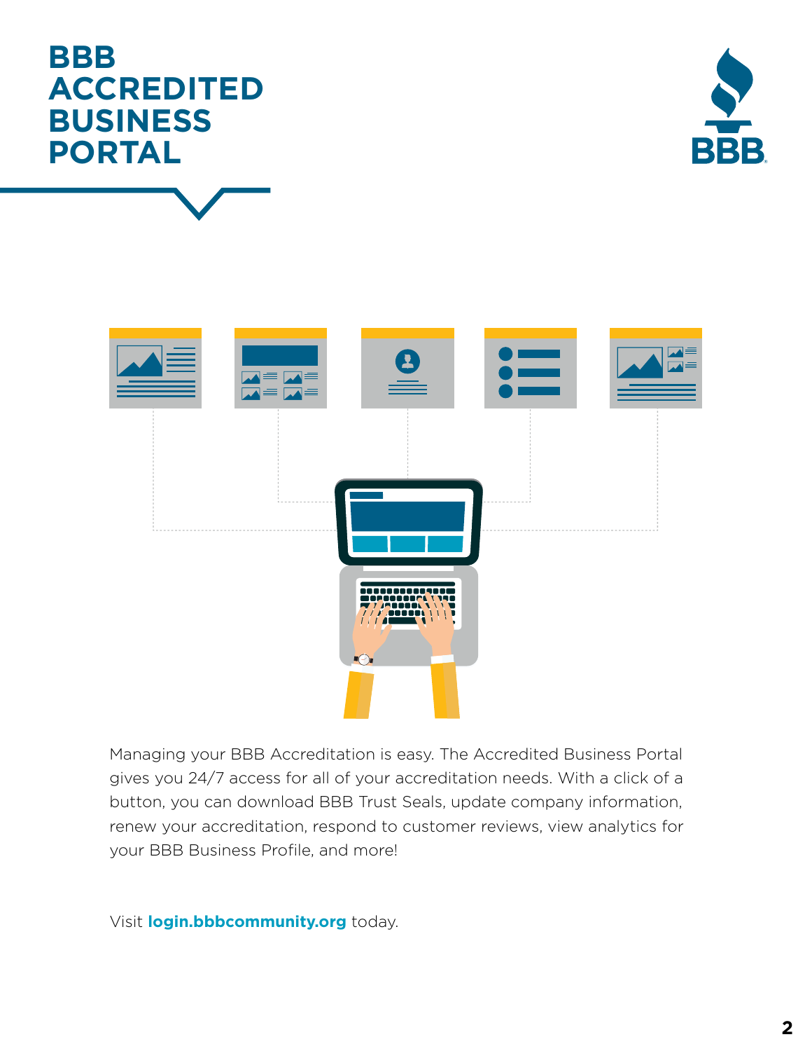# BBB ACCREDITED BUSINESS PORTAL

Managing your BBB Accreditation is easy. The Accredited Business Portal gives you 24/7 access for all of your accreditation needs. With a click of a button, you can download BBB Trust Seals, update company information, renew your accreditation, respond to customer reviews, view analytics for your BBB Business Profile, and more!

Visit **login.bbbcommunity.org** today.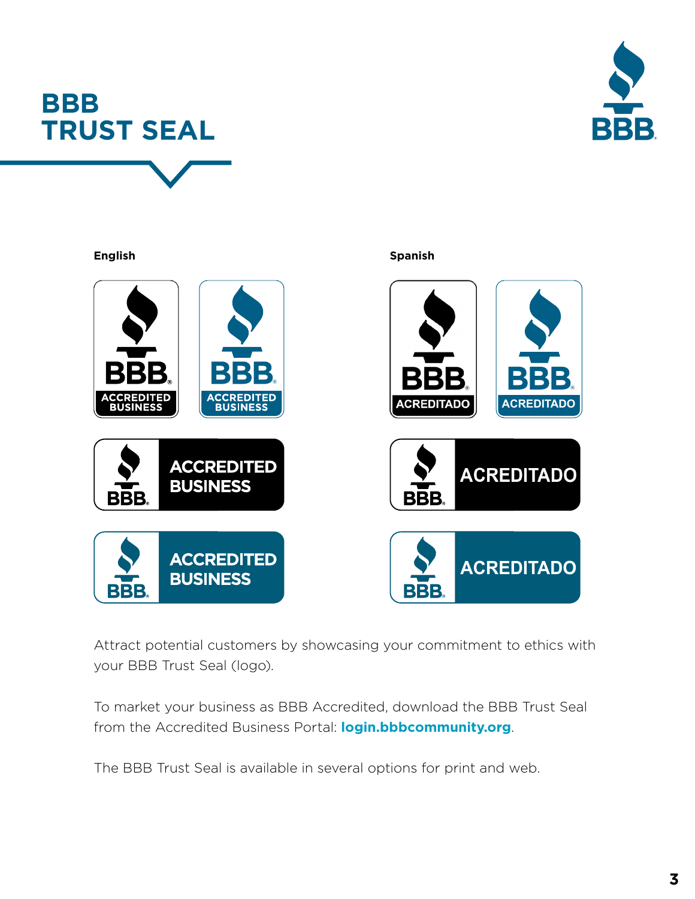# BBB TRUST SEAL

**English**

**Spanish**

Attract potential customers by showcasing your commitment to ethics with your BBB Trust Seal (logo).

To market your business as BBB Accredited, download the BBB Trust Seal from the Accredited Business Portal: **login.bbbcommunity.org**.

The BBB Trust Seal is available in several options for print and web.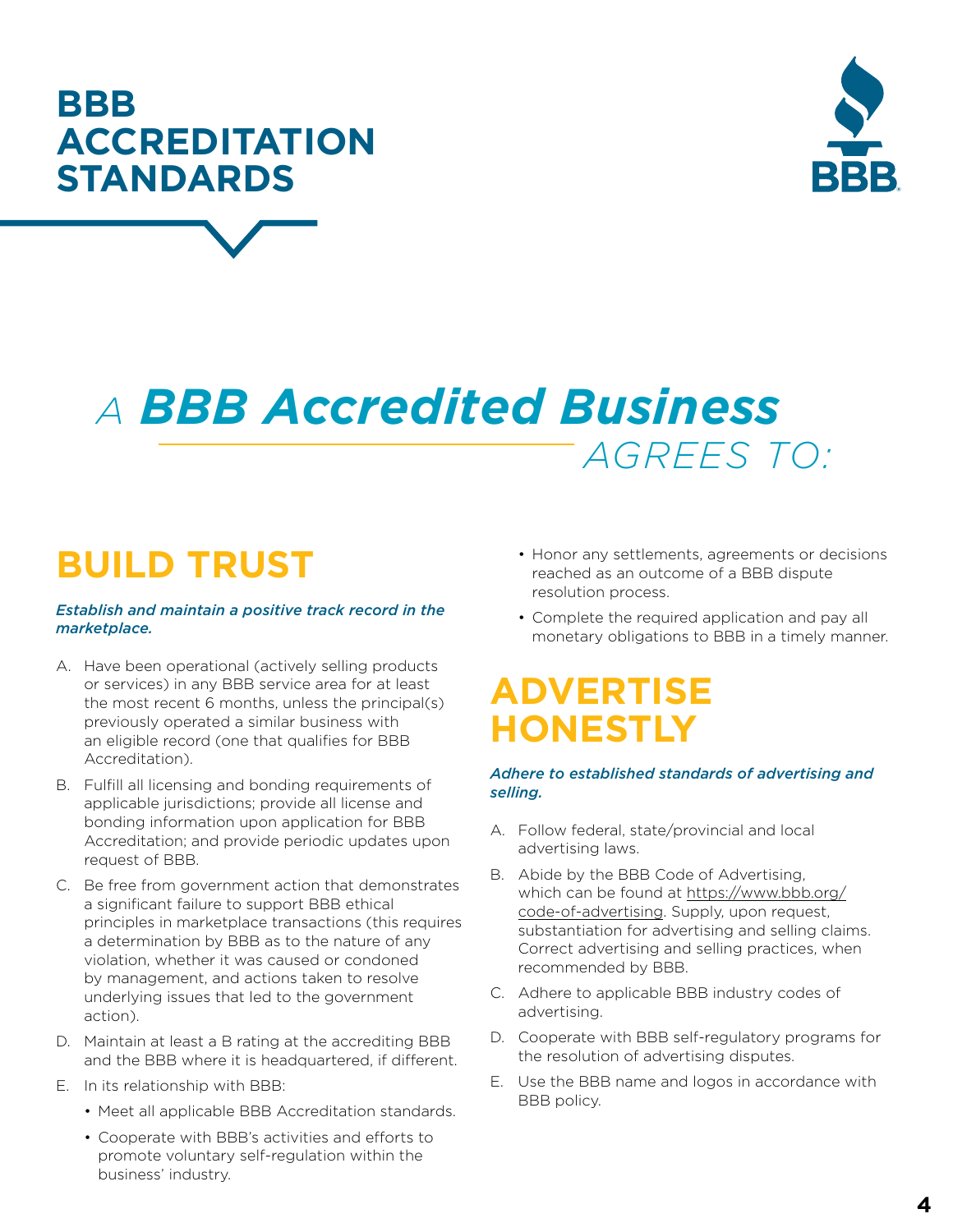# BBB ACCREDITATION STANDARDS

## *A BBB Accredited Business AGREES TO:*

## BUILD TRUST

***Establish and maintain a positive track record in the marketplace.***

A. Have been operational (actively selling products or services) in any BBB service area for at least the most recent 6 months, unless the principal(s) previously operated a similar business with an eligible record (one that qualifies for BBB Accreditation).

B. Fulfill all licensing and bonding requirements of applicable jurisdictions; provide all license and bonding information upon application for BBB Accreditation; and provide periodic updates upon request of BBB.

C. Be free from government action that demonstrates a significant failure to support BBB ethical principles in marketplace transactions (this requires a determination by BBB as to the nature of any violation, whether it was caused or condoned by management, and actions taken to resolve underlying issues that led to the government action).

D. Maintain at least a B rating at the accrediting BBB and the BBB where it is headquartered, if different.

E. In its relationship with BBB:

- Meet all applicable BBB Accreditation standards.
- Cooperate with BBB's activities and efforts to promote voluntary self-regulation within the business' industry.
- Honor any settlements, agreements or decisions reached as an outcome of a BBB dispute resolution process.
- Complete the required application and pay all monetary obligations to BBB in a timely manner.

## ADVERTISE HONESTLY

***Adhere to established standards of advertising and selling.***

A. Follow federal, state/provincial and local advertising laws.

B. Abide by the BBB Code of Advertising, which can be found at https://www.bbb.org/code-of-advertising. Supply, upon request, substantiation for advertising and selling claims. Correct advertising and selling practices, when recommended by BBB.

C. Adhere to applicable BBB industry codes of advertising.

D. Cooperate with BBB self-regulatory programs for the resolution of advertising disputes.

E. Use the BBB name and logos in accordance with BBB policy.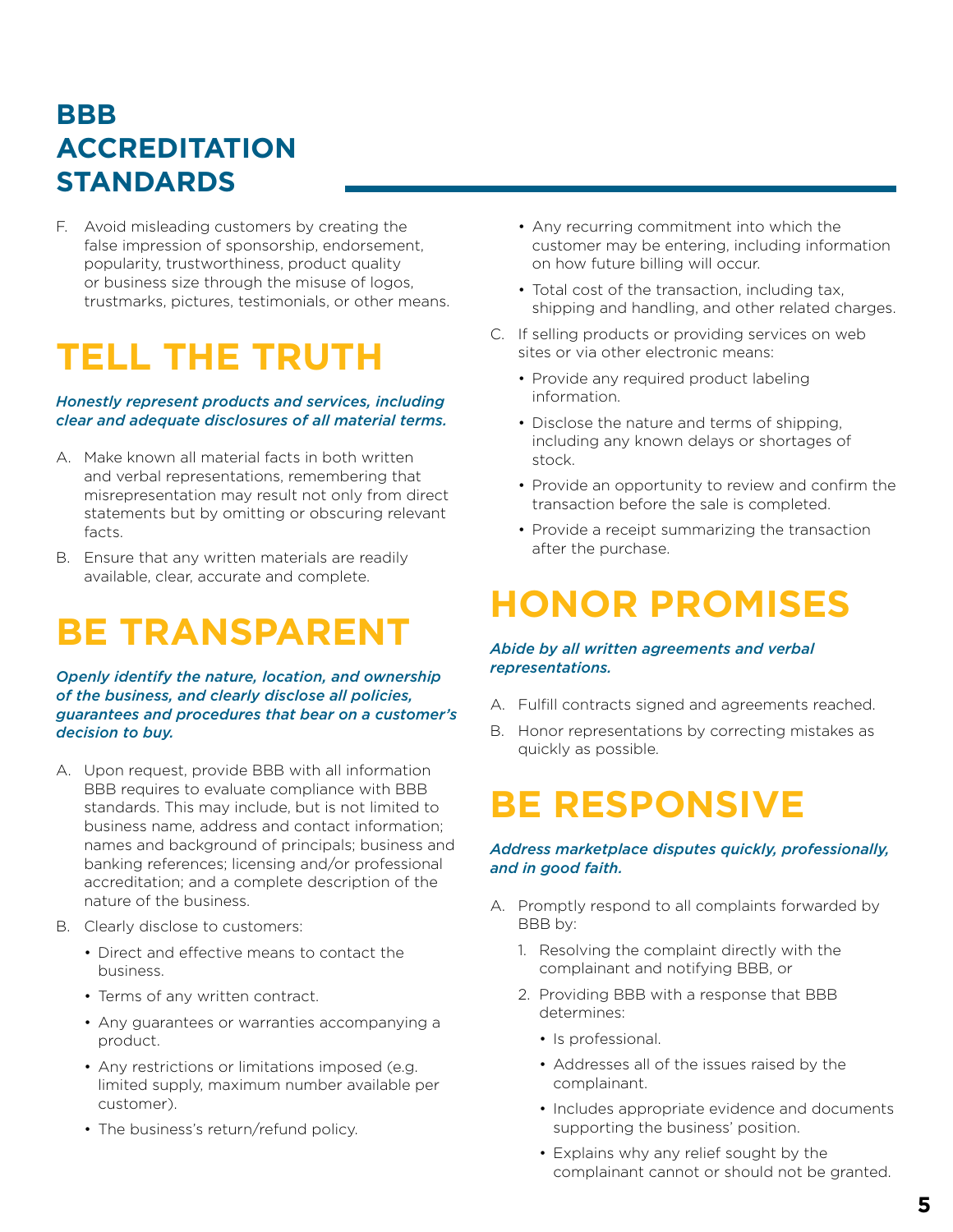# BBB ACCREDITATION STANDARDS

F. Avoid misleading customers by creating the false impression of sponsorship, endorsement, popularity, trustworthiness, product quality or business size through the misuse of logos, trustmarks, pictures, testimonials, or other means.

## TELL THE TRUTH

***Honestly represent products and services, including clear and adequate disclosures of all material terms.***

A. Make known all material facts in both written and verbal representations, remembering that misrepresentation may result not only from direct statements but by omitting or obscuring relevant facts.

B. Ensure that any written materials are readily available, clear, accurate and complete.

## BE TRANSPARENT

***Openly identify the nature, location, and ownership of the business, and clearly disclose all policies, guarantees and procedures that bear on a customer's decision to buy.***

A. Upon request, provide BBB with all information BBB requires to evaluate compliance with BBB standards. This may include, but is not limited to business name, address and contact information; names and background of principals; business and banking references; licensing and/or professional accreditation; and a complete description of the nature of the business.

B. Clearly disclose to customers:
   - Direct and effective means to contact the business.
   - Terms of any written contract.
   - Any guarantees or warranties accompanying a product.
   - Any restrictions or limitations imposed (e.g. limited supply, maximum number available per customer).
   - The business's return/refund policy.
   - Any recurring commitment into which the customer may be entering, including information on how future billing will occur.
   - Total cost of the transaction, including tax, shipping and handling, and other related charges.

C. If selling products or providing services on web sites or via other electronic means:
   - Provide any required product labeling information.
   - Disclose the nature and terms of shipping, including any known delays or shortages of stock.
   - Provide an opportunity to review and confirm the transaction before the sale is completed.
   - Provide a receipt summarizing the transaction after the purchase.

## HONOR PROMISES

***Abide by all written agreements and verbal representations.***

A. Fulfill contracts signed and agreements reached.

B. Honor representations by correcting mistakes as quickly as possible.

## BE RESPONSIVE

***Address marketplace disputes quickly, professionally, and in good faith.***

A. Promptly respond to all complaints forwarded by BBB by:
   1. Resolving the complaint directly with the complainant and notifying BBB, or
   2. Providing BBB with a response that BBB determines:
      - Is professional.
      - Addresses all of the issues raised by the complainant.
      - Includes appropriate evidence and documents supporting the business' position.
      - Explains why any relief sought by the complainant cannot or should not be granted.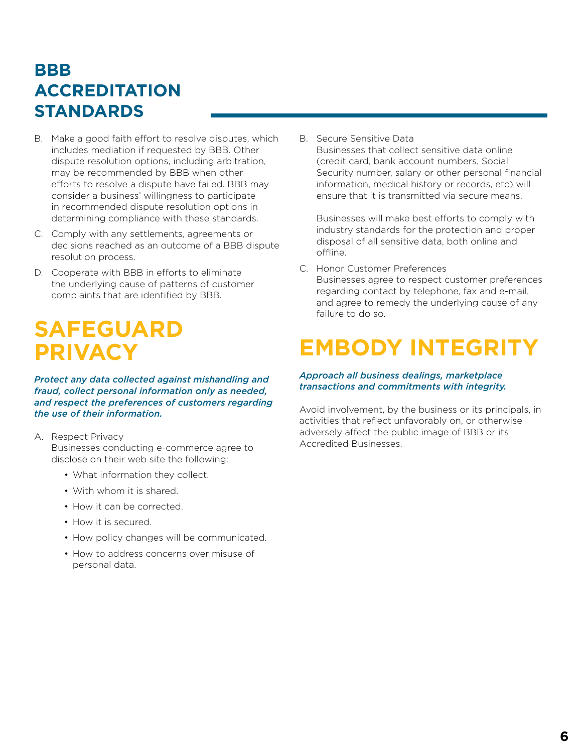# BBB ACCREDITATION STANDARDS

B. Make a good faith effort to resolve disputes, which includes mediation if requested by BBB. Other dispute resolution options, including arbitration, may be recommended by BBB when other efforts to resolve a dispute have failed. BBB may consider a business' willingness to participate in recommended dispute resolution options in determining compliance with these standards.

C. Comply with any settlements, agreements or decisions reached as an outcome of a BBB dispute resolution process.

D. Cooperate with BBB in efforts to eliminate the underlying cause of patterns of customer complaints that are identified by BBB.

## SAFEGUARD PRIVACY

***Protect any data collected against mishandling and fraud, collect personal information only as needed, and respect the preferences of customers regarding the use of their information.***

A. Respect Privacy
Businesses conducting e-commerce agree to disclose on their web site the following:

- What information they collect.
- With whom it is shared.
- How it can be corrected.
- How it is secured.
- How policy changes will be communicated.
- How to address concerns over misuse of personal data.

B. Secure Sensitive Data
Businesses that collect sensitive data online (credit card, bank account numbers, Social Security number, salary or other personal financial information, medical history or records, etc) will ensure that it is transmitted via secure means.

Businesses will make best efforts to comply with industry standards for the protection and proper disposal of all sensitive data, both online and offline.

C. Honor Customer Preferences
Businesses agree to respect customer preferences regarding contact by telephone, fax and e-mail, and agree to remedy the underlying cause of any failure to do so.

## EMBODY INTEGRITY

***Approach all business dealings, marketplace transactions and commitments with integrity.***

Avoid involvement, by the business or its principals, in activities that reflect unfavorably on, or otherwise adversely affect the public image of BBB or its Accredited Businesses.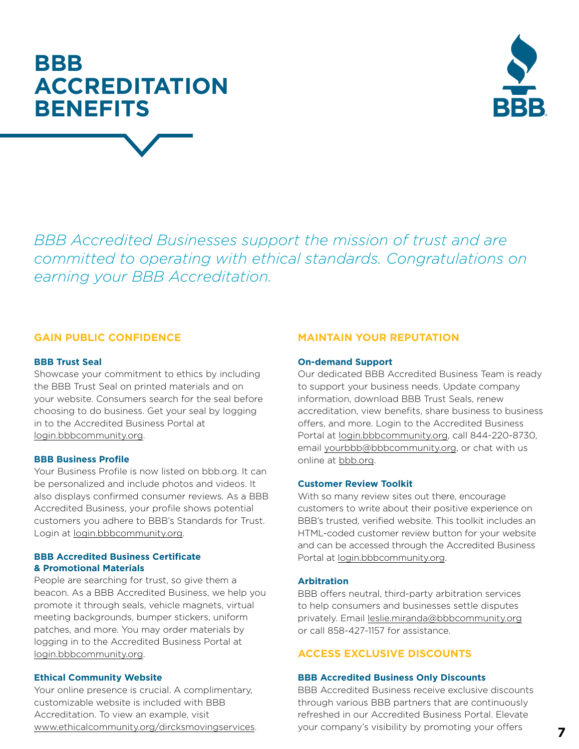# BBB ACCREDITATION BENEFITS

*BBB Accredited Businesses support the mission of trust and are committed to operating with ethical standards. Congratulations on earning your BBB Accreditation.*

## GAIN PUBLIC CONFIDENCE

### BBB Trust Seal

Showcase your commitment to ethics by including the BBB Trust Seal on printed materials and on your website. Consumers search for the seal before choosing to do business. Get your seal by logging in to the Accredited Business Portal at login.bbbcommunity.org.

### BBB Business Profile

Your Business Profile is now listed on bbb.org. It can be personalized and include photos and videos. It also displays confirmed consumer reviews. As a BBB Accredited Business, your profile shows potential customers you adhere to BBB's Standards for Trust. Login at login.bbbcommunity.org.

### BBB Accredited Business Certificate & Promotional Materials

People are searching for trust, so give them a beacon. As a BBB Accredited Business, we help you promote it through seals, vehicle magnets, virtual meeting backgrounds, bumper stickers, uniform patches, and more. You may order materials by logging in to the Accredited Business Portal at login.bbbcommunity.org.

### Ethical Community Website

Your online presence is crucial. A complimentary, customizable website is included with BBB Accreditation. To view an example, visit www.ethicalcommunity.org/dircksmovingservices.

## MAINTAIN YOUR REPUTATION

### On-demand Support

Our dedicated BBB Accredited Business Team is ready to support your business needs. Update company information, download BBB Trust Seals, renew accreditation, view benefits, share business to business offers, and more. Login to the Accredited Business Portal at login.bbbcommunity.org, call 844-220-8730, email yourbbb@bbbcommunity.org, or chat with us online at bbb.org.

### Customer Review Toolkit

With so many review sites out there, encourage customers to write about their positive experience on BBB's trusted, verified website. This toolkit includes an HTML-coded customer review button for your website and can be accessed through the Accredited Business Portal at login.bbbcommunity.org.

### Arbitration

BBB offers neutral, third-party arbitration services to help consumers and businesses settle disputes privately. Email leslie.miranda@bbbcommunity.org or call 858-427-1157 for assistance.

## ACCESS EXCLUSIVE DISCOUNTS

### BBB Accredited Business Only Discounts

BBB Accredited Business receive exclusive discounts through various BBB partners that are continuously refreshed in our Accredited Business Portal. Elevate your company's visibility by promoting your offers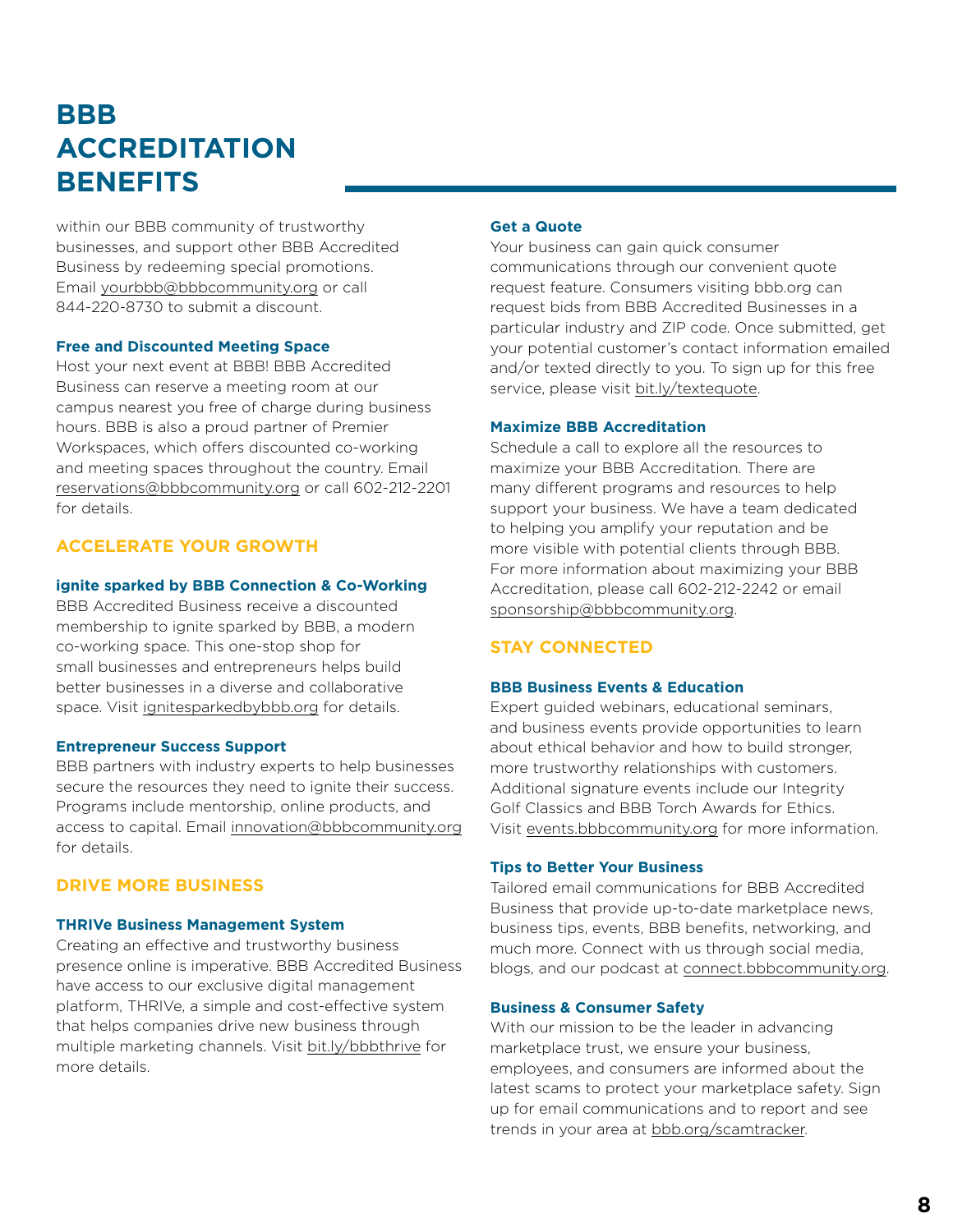# BBB ACCREDITATION BENEFITS

within our BBB community of trustworthy businesses, and support other BBB Accredited Business by redeeming special promotions. Email yourbbb@bbbcommunity.org or call 844-220-8730 to submit a discount.

### Free and Discounted Meeting Space

Host your next event at BBB! BBB Accredited Business can reserve a meeting room at our campus nearest you free of charge during business hours. BBB is also a proud partner of Premier Workspaces, which offers discounted co-working and meeting spaces throughout the country. Email reservations@bbbcommunity.org or call 602-212-2201 for details.

## ACCELERATE YOUR GROWTH

### ignite sparked by BBB Connection & Co-Working

BBB Accredited Business receive a discounted membership to ignite sparked by BBB, a modern co-working space. This one-stop shop for small businesses and entrepreneurs helps build better businesses in a diverse and collaborative space. Visit ignitesparkedbybbb.org for details.

### Entrepreneur Success Support

BBB partners with industry experts to help businesses secure the resources they need to ignite their success. Programs include mentorship, online products, and access to capital. Email innovation@bbbcommunity.org for details.

## DRIVE MORE BUSINESS

### THRIVe Business Management System

Creating an effective and trustworthy business presence online is imperative. BBB Accredited Business have access to our exclusive digital management platform, THRIVe, a simple and cost-effective system that helps companies drive new business through multiple marketing channels. Visit bit.ly/bbbthrive for more details.

### Get a Quote

Your business can gain quick consumer communications through our convenient quote request feature. Consumers visiting bbb.org can request bids from BBB Accredited Businesses in a particular industry and ZIP code. Once submitted, get your potential customer's contact information emailed and/or texted directly to you. To sign up for this free service, please visit bit.ly/textequote.

### Maximize BBB Accreditation

Schedule a call to explore all the resources to maximize your BBB Accreditation. There are many different programs and resources to help support your business. We have a team dedicated to helping you amplify your reputation and be more visible with potential clients through BBB. For more information about maximizing your BBB Accreditation, please call 602-212-2242 or email sponsorship@bbbcommunity.org.

## STAY CONNECTED

### BBB Business Events & Education

Expert guided webinars, educational seminars, and business events provide opportunities to learn about ethical behavior and how to build stronger, more trustworthy relationships with customers. Additional signature events include our Integrity Golf Classics and BBB Torch Awards for Ethics. Visit events.bbbcommunity.org for more information.

### Tips to Better Your Business

Tailored email communications for BBB Accredited Business that provide up-to-date marketplace news, business tips, events, BBB benefits, networking, and much more. Connect with us through social media, blogs, and our podcast at connect.bbbcommunity.org.

### Business & Consumer Safety

With our mission to be the leader in advancing marketplace trust, we ensure your business, employees, and consumers are informed about the latest scams to protect your marketplace safety. Sign up for email communications and to report and see trends in your area at bbb.org/scamtracker.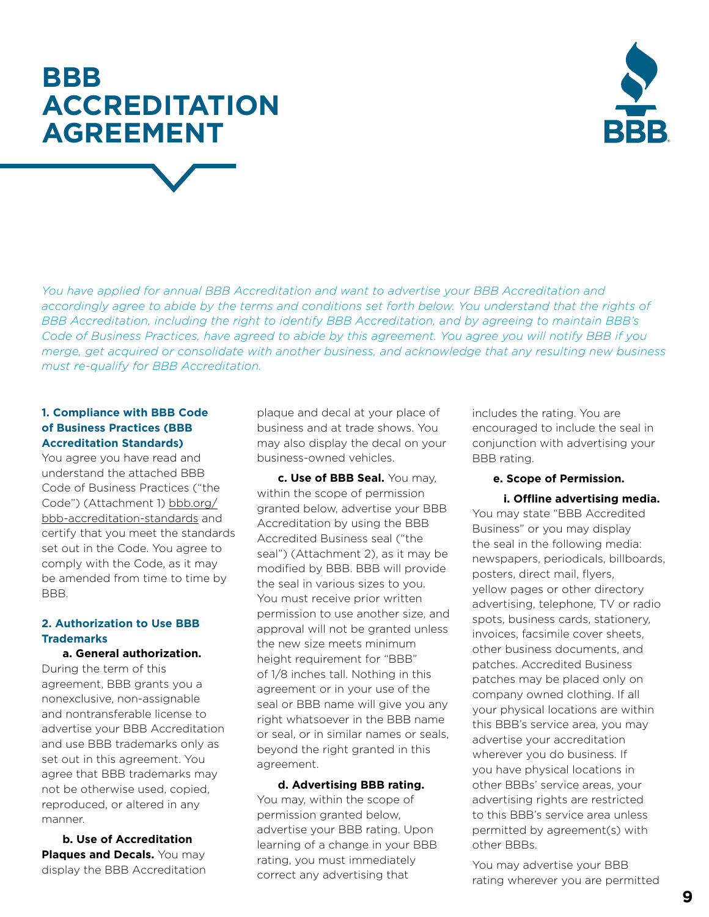# BBB ACCREDITATION AGREEMENT

*You have applied for annual BBB Accreditation and want to advertise your BBB Accreditation and accordingly agree to abide by the terms and conditions set forth below. You understand that the rights of BBB Accreditation, including the right to identify BBB Accreditation, and by agreeing to maintain BBB's Code of Business Practices, have agreed to abide by this agreement. You agree you will notify BBB if you merge, get acquired or consolidate with another business, and acknowledge that any resulting new business must re-qualify for BBB Accreditation.*

### 1. Compliance with BBB Code of Business Practices (BBB Accreditation Standards)

You agree you have read and understand the attached BBB Code of Business Practices ("the Code") (Attachment 1) bbb.org/bbb-accreditation-standards and certify that you meet the standards set out in the Code. You agree to comply with the Code, as it may be amended from time to time by BBB.

### 2. Authorization to Use BBB Trademarks

**a. General authorization.** During the term of this agreement, BBB grants you a nonexclusive, non-assignable and nontransferable license to advertise your BBB Accreditation and use BBB trademarks only as set out in this agreement. You agree that BBB trademarks may not be otherwise used, copied, reproduced, or altered in any manner.

**b. Use of Accreditation Plaques and Decals.** You may display the BBB Accreditation plaque and decal at your place of business and at trade shows. You may also display the decal on your business-owned vehicles.

**c. Use of BBB Seal.** You may, within the scope of permission granted below, advertise your BBB Accreditation by using the BBB Accredited Business seal ("the seal") (Attachment 2), as it may be modified by BBB. BBB will provide the seal in various sizes to you. You must receive prior written permission to use another size, and approval will not be granted unless the new size meets minimum height requirement for "BBB" of 1/8 inches tall. Nothing in this agreement or in your use of the seal or BBB name will give you any right whatsoever in the BBB name or seal, or in similar names or seals, beyond the right granted in this agreement.

**d. Advertising BBB rating.** You may, within the scope of permission granted below, advertise your BBB rating. Upon learning of a change in your BBB rating, you must immediately correct any advertising that includes the rating. You are encouraged to include the seal in conjunction with advertising your BBB rating.

**e. Scope of Permission.**

**i. Offline advertising media.** You may state "BBB Accredited Business" or you may display the seal in the following media: newspapers, periodicals, billboards, posters, direct mail, flyers, yellow pages or other directory advertising, telephone, TV or radio spots, business cards, stationery, invoices, facsimile cover sheets, other business documents, and patches. Accredited Business patches may be placed only on company owned clothing. If all your physical locations are within this BBB's service area, you may advertise your accreditation wherever you do business. If you have physical locations in other BBBs' service areas, your advertising rights are restricted to this BBB's service area unless permitted by agreement(s) with other BBBs.

You may advertise your BBB rating wherever you are permitted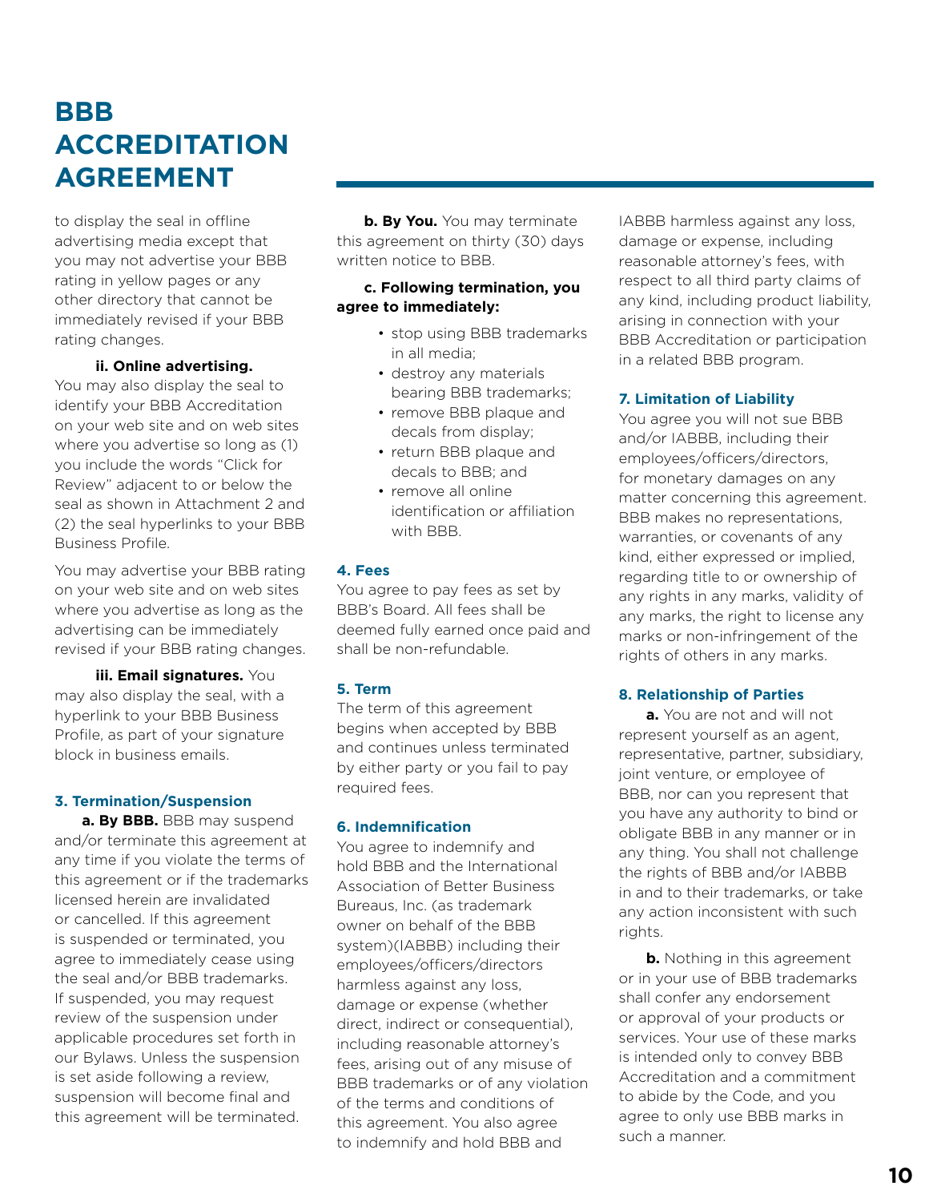# BBB ACCREDITATION AGREEMENT

to display the seal in offline advertising media except that you may not advertise your BBB rating in yellow pages or any other directory that cannot be immediately revised if your BBB rating changes.

**ii. Online advertising.** You may also display the seal to identify your BBB Accreditation on your web site and on web sites where you advertise so long as (1) you include the words "Click for Review" adjacent to or below the seal as shown in Attachment 2 and (2) the seal hyperlinks to your BBB Business Profile.

You may advertise your BBB rating on your web site and on web sites where you advertise as long as the advertising can be immediately revised if your BBB rating changes.

**iii. Email signatures.** You may also display the seal, with a hyperlink to your BBB Business Profile, as part of your signature block in business emails.

### 3. Termination/Suspension

**a. By BBB.** BBB may suspend and/or terminate this agreement at any time if you violate the terms of this agreement or if the trademarks licensed herein are invalidated or cancelled. If this agreement is suspended or terminated, you agree to immediately cease using the seal and/or BBB trademarks. If suspended, you may request review of the suspension under applicable procedures set forth in our Bylaws. Unless the suspension is set aside following a review, suspension will become final and this agreement will be terminated.

**b. By You.** You may terminate this agreement on thirty (30) days written notice to BBB.

**c. Following termination, you agree to immediately:**

- stop using BBB trademarks in all media;
- destroy any materials bearing BBB trademarks;
- remove BBB plaque and decals from display;
- return BBB plaque and decals to BBB; and
- remove all online identification or affiliation with BBB.

### 4. Fees

You agree to pay fees as set by BBB's Board. All fees shall be deemed fully earned once paid and shall be non-refundable.

### 5. Term

The term of this agreement begins when accepted by BBB and continues unless terminated by either party or you fail to pay required fees.

### 6. Indemnification

You agree to indemnify and hold BBB and the International Association of Better Business Bureaus, Inc. (as trademark owner on behalf of the BBB system)(IABBB) including their employees/officers/directors harmless against any loss, damage or expense (whether direct, indirect or consequential), including reasonable attorney's fees, arising out of any misuse of BBB trademarks or of any violation of the terms and conditions of this agreement. You also agree to indemnify and hold BBB and IABBB harmless against any loss, damage or expense, including reasonable attorney's fees, with respect to all third party claims of any kind, including product liability, arising in connection with your BBB Accreditation or participation in a related BBB program.

### 7. Limitation of Liability

You agree you will not sue BBB and/or IABBB, including their employees/officers/directors, for monetary damages on any matter concerning this agreement. BBB makes no representations, warranties, or covenants of any kind, either expressed or implied, regarding title to or ownership of any rights in any marks, validity of any marks, the right to license any marks or non-infringement of the rights of others in any marks.

### 8. Relationship of Parties

**a.** You are not and will not represent yourself as an agent, representative, partner, subsidiary, joint venture, or employee of BBB, nor can you represent that you have any authority to bind or obligate BBB in any manner or in any thing. You shall not challenge the rights of BBB and/or IABBB in and to their trademarks, or take any action inconsistent with such rights.

**b.** Nothing in this agreement or in your use of BBB trademarks shall confer any endorsement or approval of your products or services. Your use of these marks is intended only to convey BBB Accreditation and a commitment to abide by the Code, and you agree to only use BBB marks in such a manner.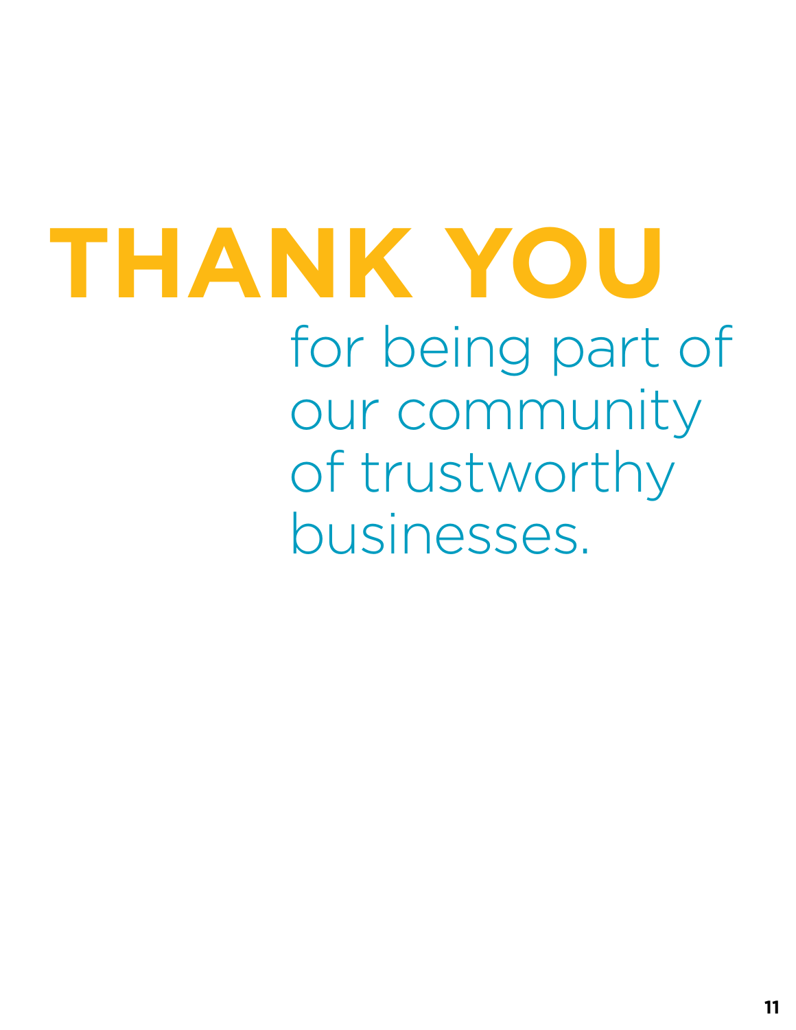# THANK YOU

for being part of our community of trustworthy businesses.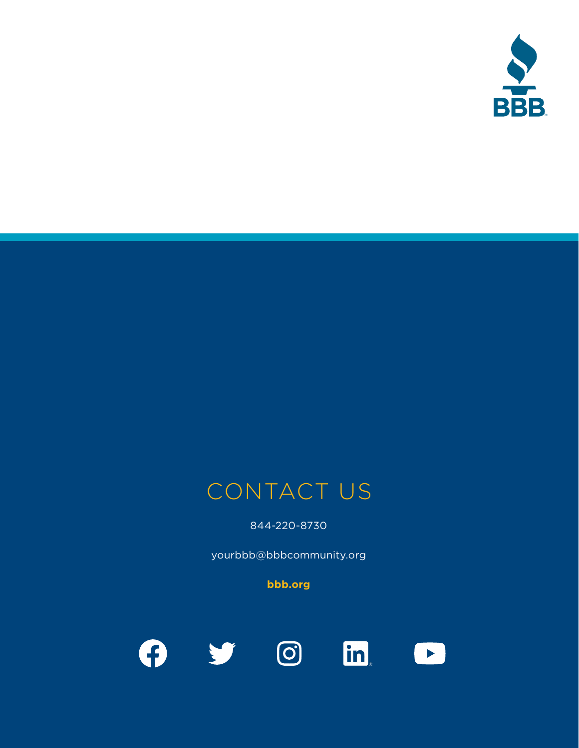# CONTACT US

844-220-8730

yourbbb@bbbcommunity.org

**bbb.org**